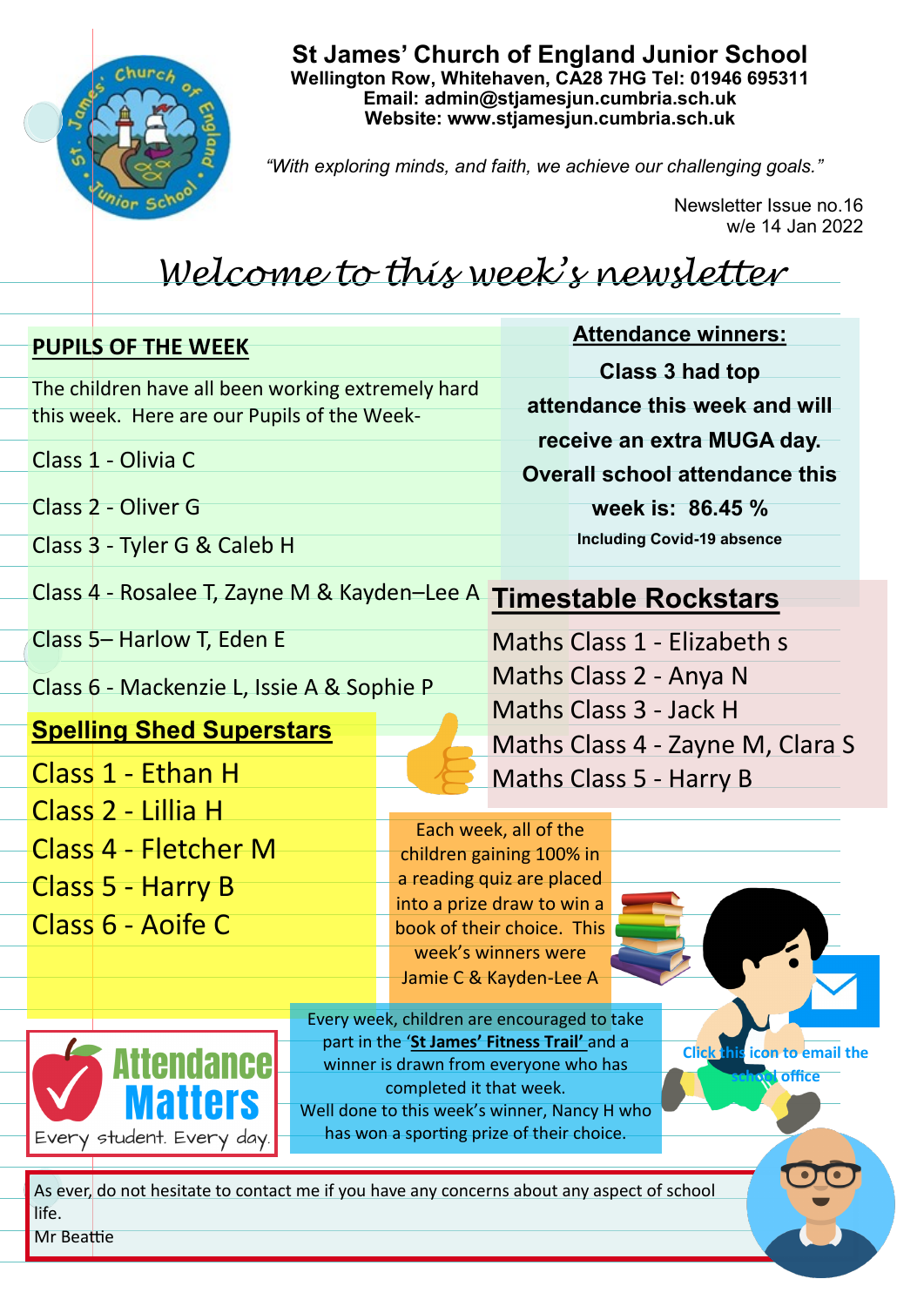# St James' Church of England Junior School

**Wellington Row, Whitehaven, CA28 7HG Tel: 01946 695311**
**Email: admin@stjamesjun.cumbria.sch.uk**
**Website: www.stjamesjun.cumbria.sch.uk**

*"With exploring minds, and faith, we achieve our challenging goals."*

Newsletter Issue no.16
w/e 14 Jan 2022

## *Welcome to this week's newsletter*

### PUPILS OF THE WEEK

The children have all been working extremely hard this week. Here are our Pupils of the Week-

Class 1 - Olivia C

Class 2 - Oliver G

Class 3 - Tyler G & Caleb H

Class 4 - Rosalee T, Zayne M & Kayden–Lee A

Class 5– Harlow T, Eden E

Class 6 - Mackenzie L, Issie A & Sophie P

### Attendance winners:

**Class 3 had top attendance this week and will receive an extra MUGA day.**
**Overall school attendance this week is: 86.45 %**
**Including Covid-19 absence**

### Timestable Rockstars

Maths Class 1 - Elizabeth s
Maths Class 2 - Anya N
Maths Class 3 - Jack H
Maths Class 4 - Zayne M, Clara S
Maths Class 5 - Harry B

### Spelling Shed Superstars

Class 1 - Ethan H
Class 2 - Lillia H
Class 4 - Fletcher M
Class 5 - Harry B
Class 6 - Aoife C

Each week, all of the children gaining 100% in a reading quiz are placed into a prize draw to win a book of their choice. This week's winners were Jamie C & Kayden-Lee A

**Attendance Matters**
Every student. Every day.

Every week, children are encouraged to take part in the '**St James' Fitness Trail**' and a winner is drawn from everyone who has completed it that week.
Well done to this week's winner, Nancy H who has won a sporting prize of their choice.

**Click this icon to email the school office**

As ever, do not hesitate to contact me if you have any concerns about any aspect of school life.
Mr Beattie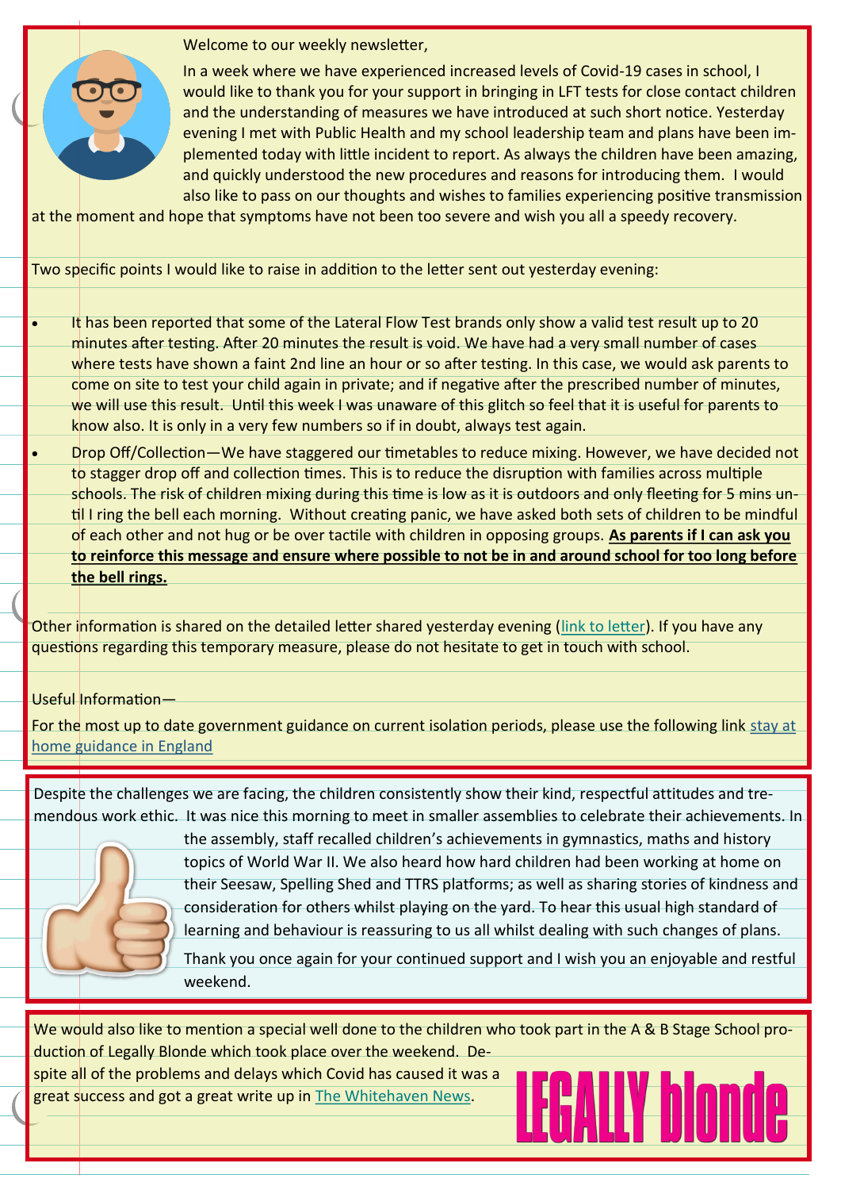Welcome to our weekly newsletter,

In a week where we have experienced increased levels of Covid-19 cases in school, I would like to thank you for your support in bringing in LFT tests for close contact children and the understanding of measures we have introduced at such short notice. Yesterday evening I met with Public Health and my school leadership team and plans have been implemented today with little incident to report. As always the children have been amazing, and quickly understood the new procedures and reasons for introducing them. I would also like to pass on our thoughts and wishes to families experiencing positive transmission at the moment and hope that symptoms have not been too severe and wish you all a speedy recovery.

Two specific points I would like to raise in addition to the letter sent out yesterday evening:

- It has been reported that some of the Lateral Flow Test brands only show a valid test result up to 20 minutes after testing. After 20 minutes the result is void. We have had a very small number of cases where tests have shown a faint 2nd line an hour or so after testing. In this case, we would ask parents to come on site to test your child again in private; and if negative after the prescribed number of minutes, we will use this result. Until this week I was unaware of this glitch so feel that it is useful for parents to know also. It is only in a very few numbers so if in doubt, always test again.
- Drop Off/Collection—We have staggered our timetables to reduce mixing. However, we have decided not to stagger drop off and collection times. This is to reduce the disruption with families across multiple schools. The risk of children mixing during this time is low as it is outdoors and only fleeting for 5 mins until I ring the bell each morning. Without creating panic, we have asked both sets of children to be mindful of each other and not hug or be over tactile with children in opposing groups. **As parents if I can ask you to reinforce this message and ensure where possible to not be in and around school for too long before the bell rings.**

Other information is shared on the detailed letter shared yesterday evening (link to letter). If you have any questions regarding this temporary measure, please do not hesitate to get in touch with school.

Useful Information—

For the most up to date government guidance on current isolation periods, please use the following link stay at home guidance in England

Despite the challenges we are facing, the children consistently show their kind, respectful attitudes and tremendous work ethic. It was nice this morning to meet in smaller assemblies to celebrate their achievements. In the assembly, staff recalled children's achievements in gymnastics, maths and history topics of World War II. We also heard how hard children had been working at home on their Seesaw, Spelling Shed and TTRS platforms; as well as sharing stories of kindness and consideration for others whilst playing on the yard. To hear this usual high standard of learning and behaviour is reassuring to us all whilst dealing with such changes of plans.

Thank you once again for your continued support and I wish you an enjoyable and restful weekend.

We would also like to mention a special well done to the children who took part in the A & B Stage School production of Legally Blonde which took place over the weekend. Despite all of the problems and delays which Covid has caused it was a great success and got a great write up in The Whitehaven News.

LEGALLY blonde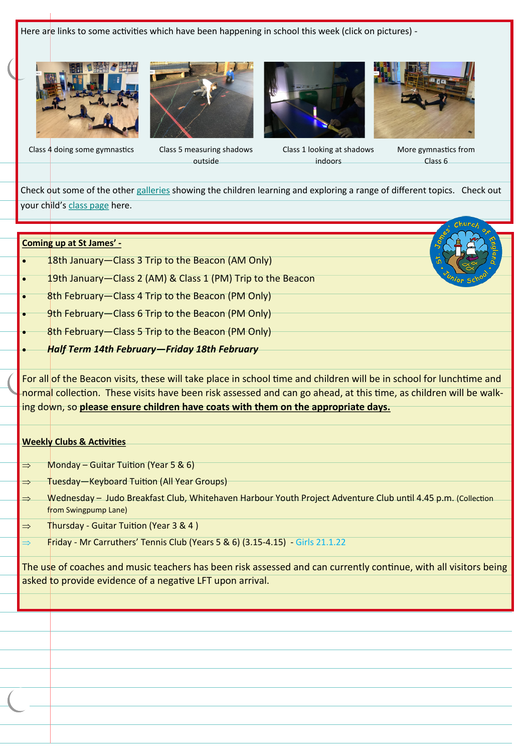Here are links to some activities which have been happening in school this week (click on pictures) -

Class 4 doing some gymnastics

Class 5 measuring shadows outside

Class 1 looking at shadows indoors

More gymnastics from Class 6

Check out some of the other galleries showing the children learning and exploring a range of different topics. Check out your child's class page here.

**Coming up at St James' -**

- 18th January—Class 3 Trip to the Beacon (AM Only)
- 19th January—Class 2 (AM) & Class 1 (PM) Trip to the Beacon
- 8th February—Class 4 Trip to the Beacon (PM Only)
- 9th February—Class 6 Trip to the Beacon (PM Only)
- 8th February—Class 5 Trip to the Beacon (PM Only)
- ***Half Term 14th February—Friday 18th February***

For all of the Beacon visits, these will take place in school time and children will be in school for lunchtime and normal collection. These visits have been risk assessed and can go ahead, at this time, as children will be walking down, so **please ensure children have coats with them on the appropriate days.**

**Weekly Clubs & Activities**

⇒ Monday – Guitar Tuition (Year 5 & 6)

⇒ Tuesday—Keyboard Tuition (All Year Groups)

⇒ Wednesday – Judo Breakfast Club, Whitehaven Harbour Youth Project Adventure Club until 4.45 p.m. (Collection from Swingpump Lane)

⇒ Thursday - Guitar Tuition (Year 3 & 4 )

⇒ Friday - Mr Carruthers' Tennis Club (Years 5 & 6) (3.15-4.15) - Girls 21.1.22

The use of coaches and music teachers has been risk assessed and can currently continue, with all visitors being asked to provide evidence of a negative LFT upon arrival.